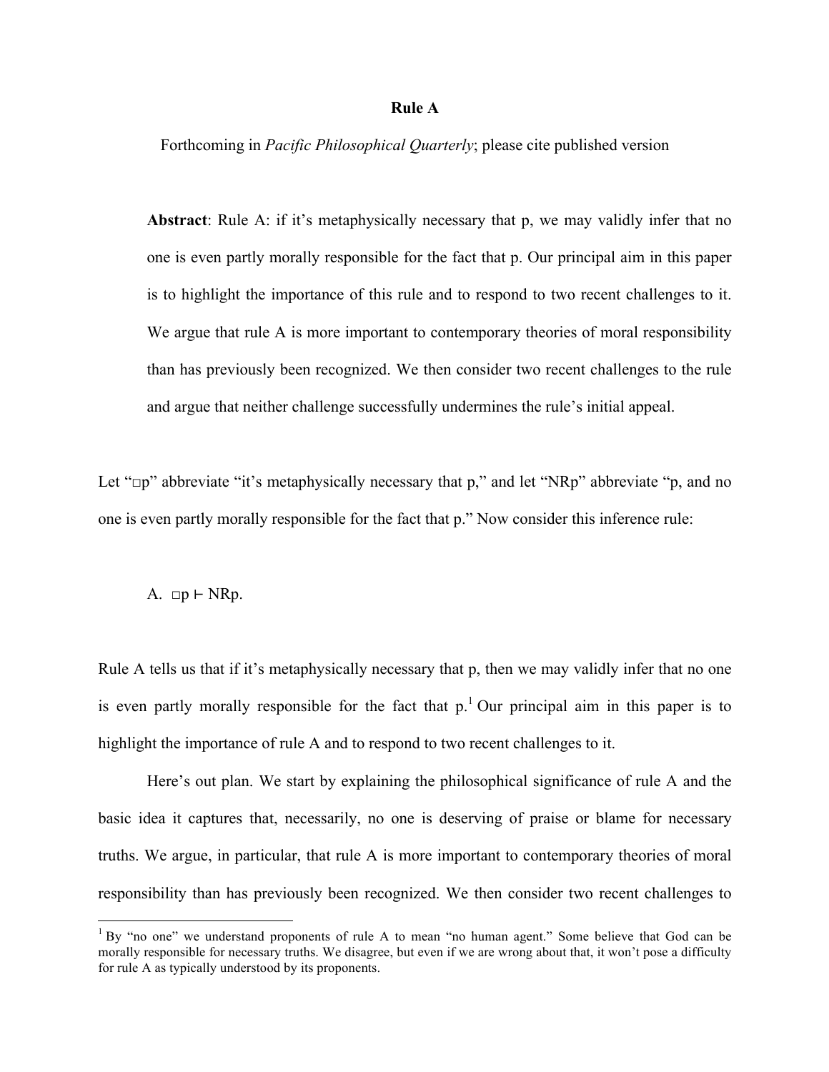# Rule A

Forthcoming in *Pacific Philosophical Quarterly*; please cite published version

> **Abstract**: Rule A: if it's metaphysically necessary that p, we may validly infer that no one is even partly morally responsible for the fact that p. Our principal aim in this paper is to highlight the importance of this rule and to respond to two recent challenges to it. We argue that rule A is more important to contemporary theories of moral responsibility than has previously been recognized. We then consider two recent challenges to the rule and argue that neither challenge successfully undermines the rule's initial appeal.

Let "$\Box$p" abbreviate "it's metaphysically necessary that p," and let "NRp" abbreviate "p, and no one is even partly morally responsible for the fact that p." Now consider this inference rule:

A. $\Box p \vdash NRp$.

Rule A tells us that if it's metaphysically necessary that p, then we may validly infer that no one is even partly morally responsible for the fact that p.[1] Our principal aim in this paper is to highlight the importance of rule A and to respond to two recent challenges to it.

Here's out plan. We start by explaining the philosophical significance of rule A and the basic idea it captures that, necessarily, no one is deserving of praise or blame for necessary truths. We argue, in particular, that rule A is more important to contemporary theories of moral responsibility than has previously been recognized. We then consider two recent challenges to

[1] By "no one" we understand proponents of rule A to mean "no human agent." Some believe that God can be morally responsible for necessary truths. We disagree, but even if we are wrong about that, it won't pose a difficulty for rule A as typically understood by its proponents.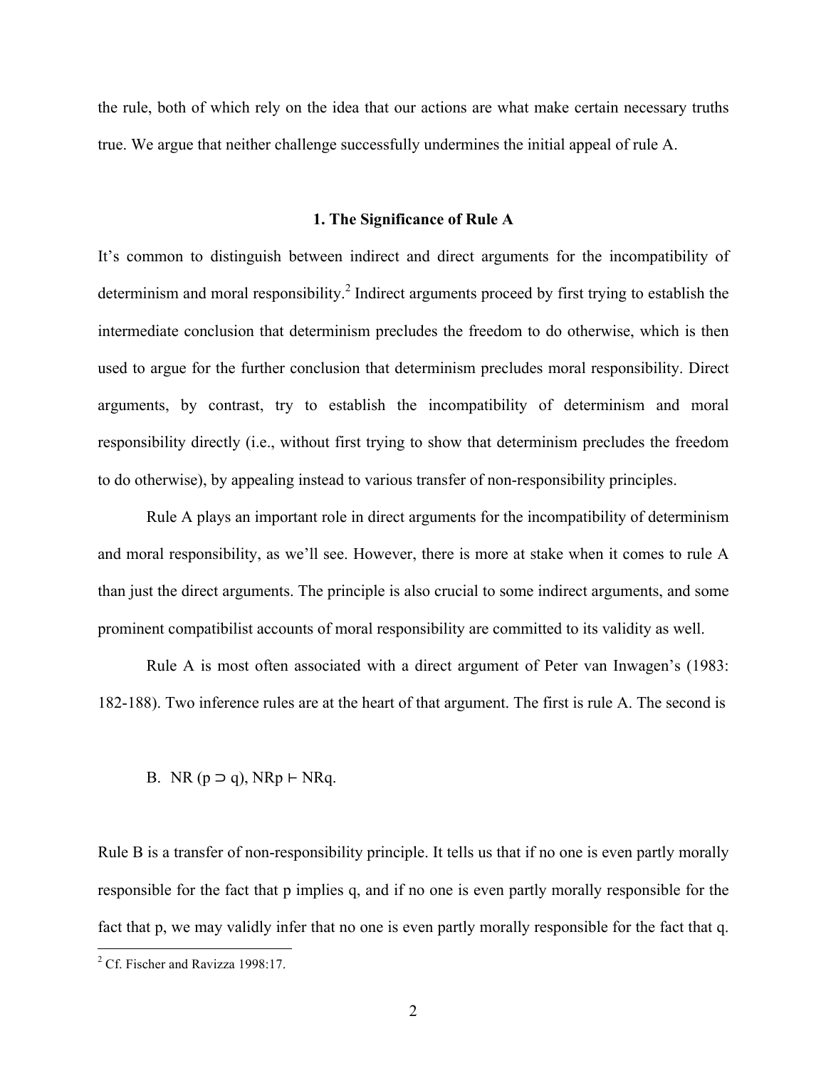the rule, both of which rely on the idea that our actions are what make certain necessary truths true. We argue that neither challenge successfully undermines the initial appeal of rule A.

## 1. The Significance of Rule A

It's common to distinguish between indirect and direct arguments for the incompatibility of determinism and moral responsibility.[2] Indirect arguments proceed by first trying to establish the intermediate conclusion that determinism precludes the freedom to do otherwise, which is then used to argue for the further conclusion that determinism precludes moral responsibility. Direct arguments, by contrast, try to establish the incompatibility of determinism and moral responsibility directly (i.e., without first trying to show that determinism precludes the freedom to do otherwise), by appealing instead to various transfer of non-responsibility principles.

Rule A plays an important role in direct arguments for the incompatibility of determinism and moral responsibility, as we'll see. However, there is more at stake when it comes to rule A than just the direct arguments. The principle is also crucial to some indirect arguments, and some prominent compatibilist accounts of moral responsibility are committed to its validity as well.

Rule A is most often associated with a direct argument of Peter van Inwagen's (1983: 182-188). Two inference rules are at the heart of that argument. The first is rule A. The second is

B. $NR(p \supset q), NRp \vdash NRq$.

Rule B is a transfer of non-responsibility principle. It tells us that if no one is even partly morally responsible for the fact that p implies q, and if no one is even partly morally responsible for the fact that p, we may validly infer that no one is even partly morally responsible for the fact that q.

[2] Cf. Fischer and Ravizza 1998:17.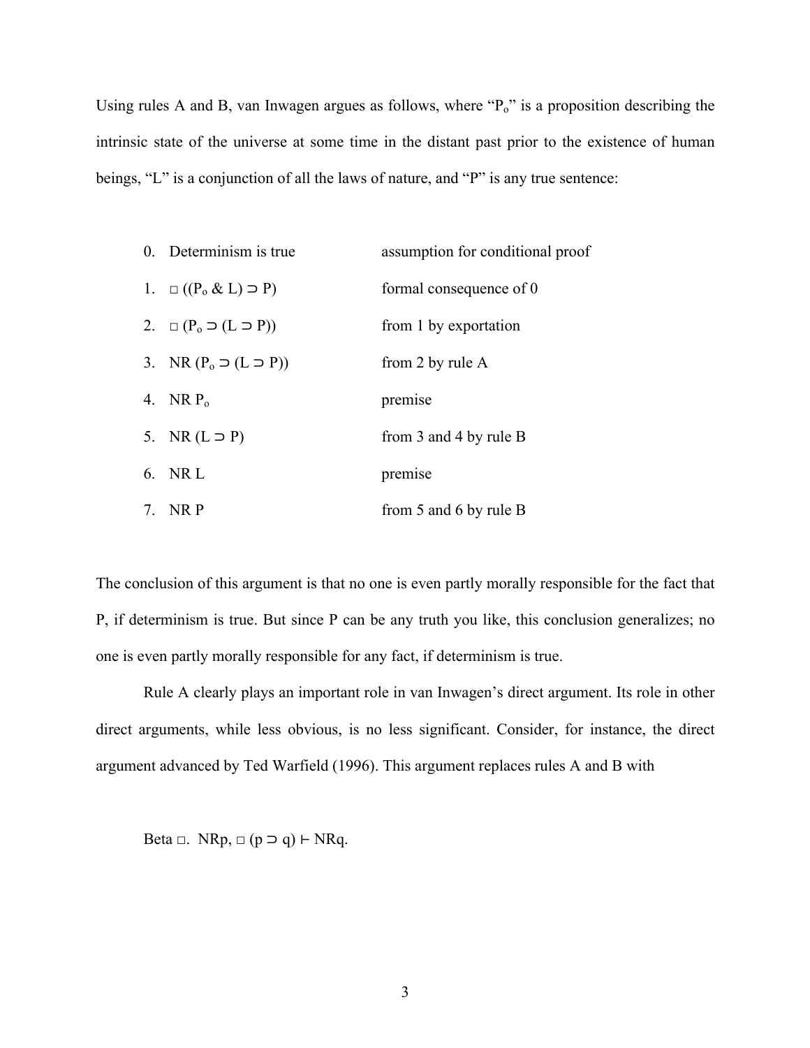Using rules A and B, van Inwagen argues as follows, where "$P_o$" is a proposition describing the intrinsic state of the universe at some time in the distant past prior to the existence of human beings, "L" is a conjunction of all the laws of nature, and "P" is any true sentence:

| | | |
|---|---|---|
| 0. | Determinism is true | assumption for conditional proof |
| 1. | $\Box ((P_o \mathbin{\&} L) \supset P)$ | formal consequence of 0 |
| 2. | $\Box (P_o \supset (L \supset P))$ | from 1 by exportation |
| 3. | $NR (P_o \supset (L \supset P))$ | from 2 by rule A |
| 4. | $NR\ P_o$ | premise |
| 5. | $NR (L \supset P)$ | from 3 and 4 by rule B |
| 6. | $NR\ L$ | premise |
| 7. | $NR\ P$ | from 5 and 6 by rule B |

The conclusion of this argument is that no one is even partly morally responsible for the fact that P, if determinism is true. But since P can be any truth you like, this conclusion generalizes; no one is even partly morally responsible for any fact, if determinism is true.

Rule A clearly plays an important role in van Inwagen's direct argument. Its role in other direct arguments, while less obvious, is no less significant. Consider, for instance, the direct argument advanced by Ted Warfield (1996). This argument replaces rules A and B with

Beta $\Box$. $NRp, \Box (p \supset q) \vdash NRq$.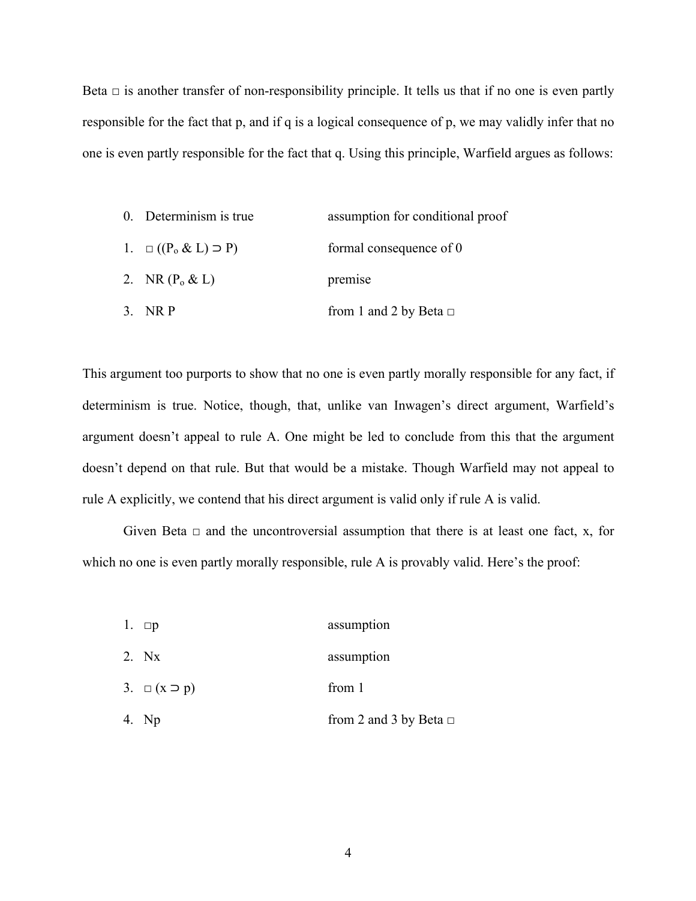Beta $\Box$ is another transfer of non-responsibility principle. It tells us that if no one is even partly responsible for the fact that p, and if q is a logical consequence of p, we may validly infer that no one is even partly responsible for the fact that q. Using this principle, Warfield argues as follows:

| | | |
|---|---|---|
| 0. | Determinism is true | assumption for conditional proof |
| 1. | $\Box ((P_o \,\&\, L) \supset P)$ | formal consequence of 0 |
| 2. | NR $(P_o \,\&\, L)$ | premise |
| 3. | NR P | from 1 and 2 by Beta $\Box$ |

This argument too purports to show that no one is even partly morally responsible for any fact, if determinism is true. Notice, though, that, unlike van Inwagen's direct argument, Warfield's argument doesn't appeal to rule A. One might be led to conclude from this that the argument doesn't depend on that rule. But that would be a mistake. Though Warfield may not appeal to rule A explicitly, we contend that his direct argument is valid only if rule A is valid.

Given Beta $\Box$ and the uncontroversial assumption that there is at least one fact, x, for which no one is even partly morally responsible, rule A is provably valid. Here's the proof:

| | | |
|---|---|---|
| 1. | $\Box p$ | assumption |
| 2. | Nx | assumption |
| 3. | $\Box (x \supset p)$ | from 1 |
| 4. | Np | from 2 and 3 by Beta $\Box$ |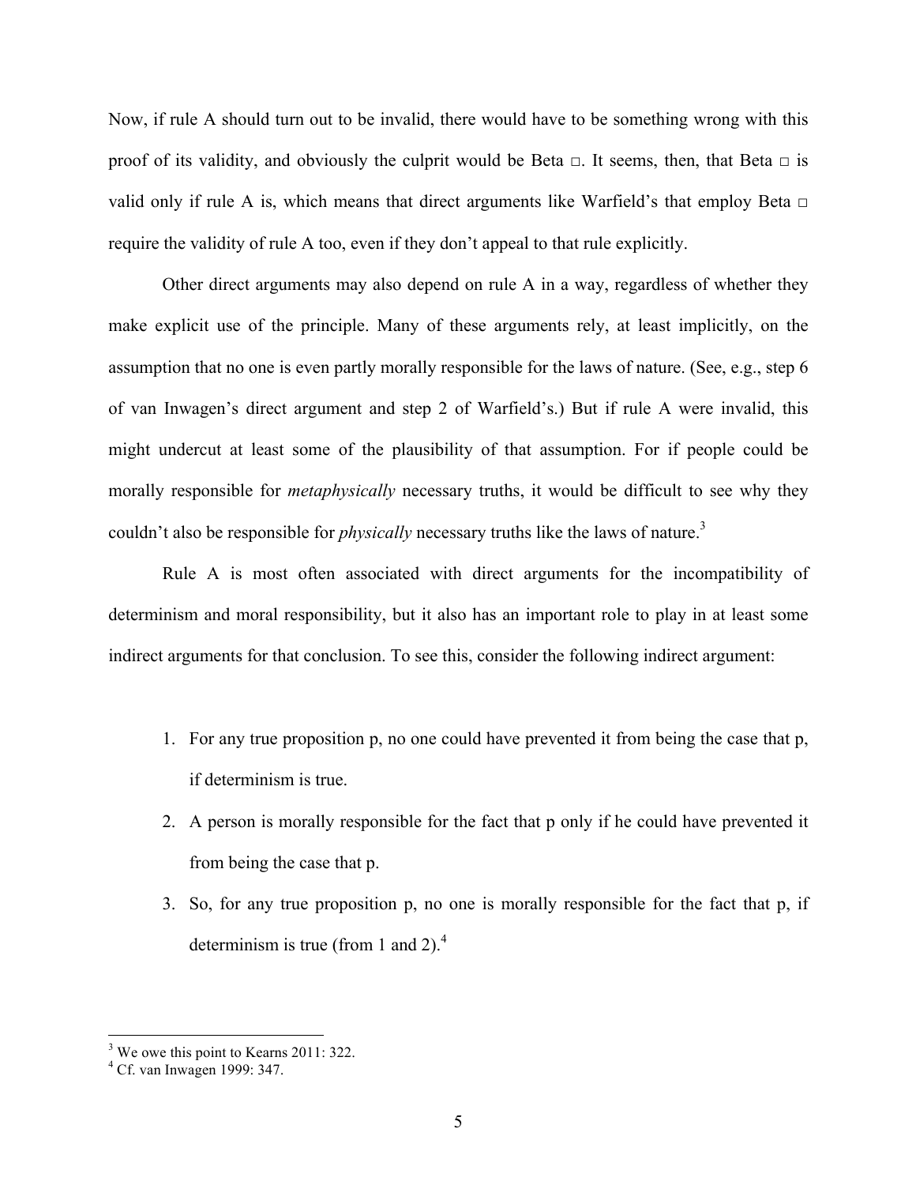Now, if rule A should turn out to be invalid, there would have to be something wrong with this proof of its validity, and obviously the culprit would be Beta □. It seems, then, that Beta □ is valid only if rule A is, which means that direct arguments like Warfield's that employ Beta □ require the validity of rule A too, even if they don't appeal to that rule explicitly.

Other direct arguments may also depend on rule A in a way, regardless of whether they make explicit use of the principle. Many of these arguments rely, at least implicitly, on the assumption that no one is even partly morally responsible for the laws of nature. (See, e.g., step 6 of van Inwagen's direct argument and step 2 of Warfield's.) But if rule A were invalid, this might undercut at least some of the plausibility of that assumption. For if people could be morally responsible for *metaphysically* necessary truths, it would be difficult to see why they couldn't also be responsible for *physically* necessary truths like the laws of nature.[3]

Rule A is most often associated with direct arguments for the incompatibility of determinism and moral responsibility, but it also has an important role to play in at least some indirect arguments for that conclusion. To see this, consider the following indirect argument:

1. For any true proposition p, no one could have prevented it from being the case that p, if determinism is true.
2. A person is morally responsible for the fact that p only if he could have prevented it from being the case that p.
3. So, for any true proposition p, no one is morally responsible for the fact that p, if determinism is true (from 1 and 2).[4]

---

[3] We owe this point to Kearns 2011: 322.

[4] Cf. van Inwagen 1999: 347.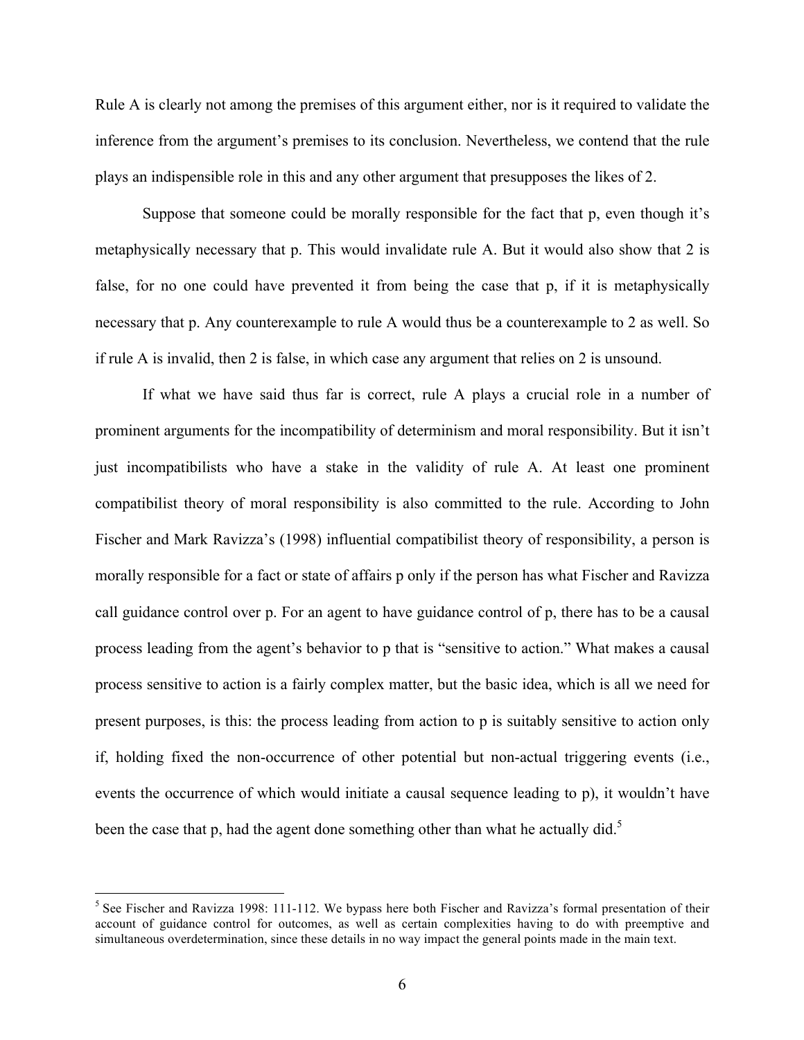Rule A is clearly not among the premises of this argument either, nor is it required to validate the inference from the argument's premises to its conclusion. Nevertheless, we contend that the rule plays an indispensible role in this and any other argument that presupposes the likes of 2.

Suppose that someone could be morally responsible for the fact that p, even though it's metaphysically necessary that p. This would invalidate rule A. But it would also show that 2 is false, for no one could have prevented it from being the case that p, if it is metaphysically necessary that p. Any counterexample to rule A would thus be a counterexample to 2 as well. So if rule A is invalid, then 2 is false, in which case any argument that relies on 2 is unsound.

If what we have said thus far is correct, rule A plays a crucial role in a number of prominent arguments for the incompatibility of determinism and moral responsibility. But it isn't just incompatibilists who have a stake in the validity of rule A. At least one prominent compatibilist theory of moral responsibility is also committed to the rule. According to John Fischer and Mark Ravizza's (1998) influential compatibilist theory of responsibility, a person is morally responsible for a fact or state of affairs p only if the person has what Fischer and Ravizza call guidance control over p. For an agent to have guidance control of p, there has to be a causal process leading from the agent's behavior to p that is "sensitive to action." What makes a causal process sensitive to action is a fairly complex matter, but the basic idea, which is all we need for present purposes, is this: the process leading from action to p is suitably sensitive to action only if, holding fixed the non-occurrence of other potential but non-actual triggering events (i.e., events the occurrence of which would initiate a causal sequence leading to p), it wouldn't have been the case that p, had the agent done something other than what he actually did.[5]

[5] See Fischer and Ravizza 1998: 111-112. We bypass here both Fischer and Ravizza's formal presentation of their account of guidance control for outcomes, as well as certain complexities having to do with preemptive and simultaneous overdetermination, since these details in no way impact the general points made in the main text.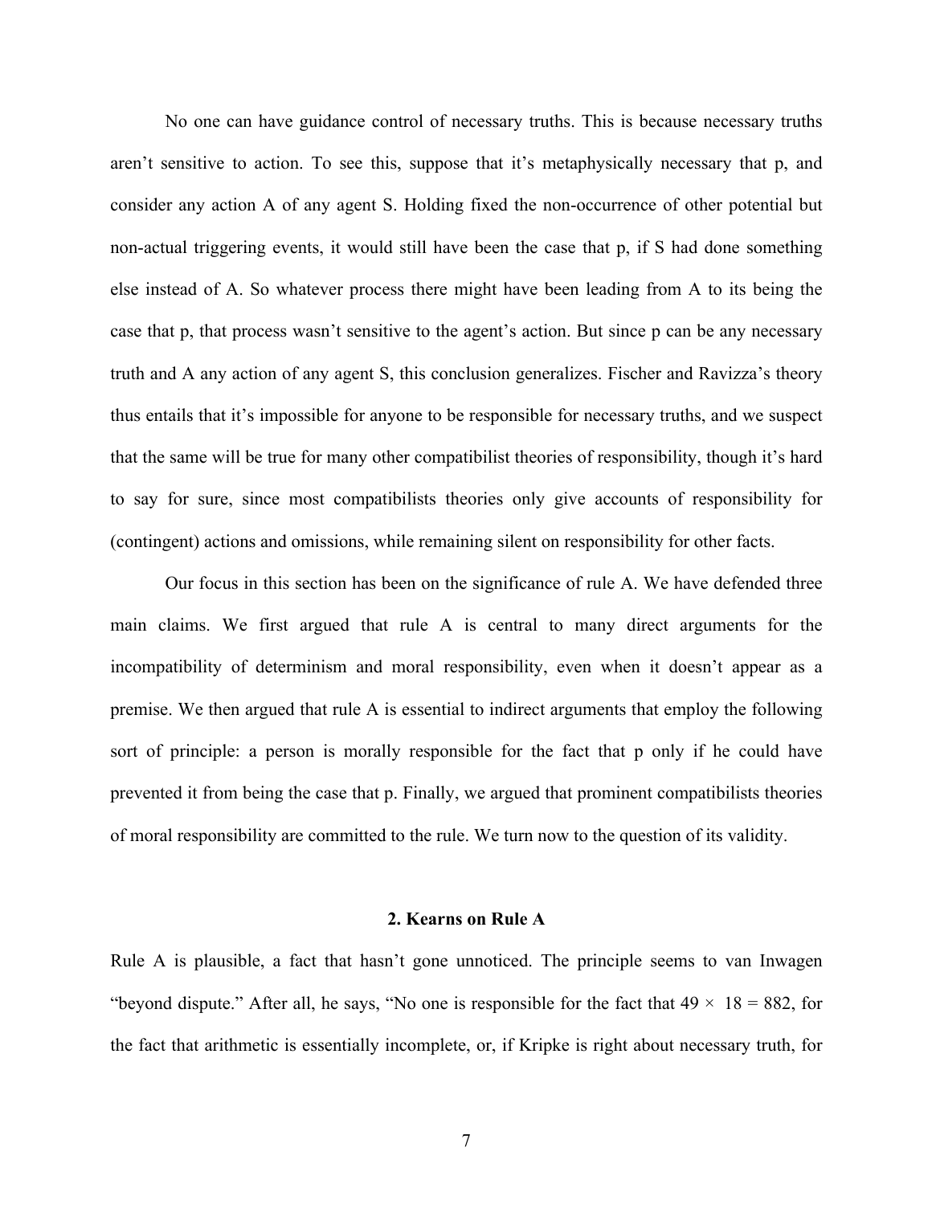No one can have guidance control of necessary truths. This is because necessary truths aren't sensitive to action. To see this, suppose that it's metaphysically necessary that p, and consider any action A of any agent S. Holding fixed the non-occurrence of other potential but non-actual triggering events, it would still have been the case that p, if S had done something else instead of A. So whatever process there might have been leading from A to its being the case that p, that process wasn't sensitive to the agent's action. But since p can be any necessary truth and A any action of any agent S, this conclusion generalizes. Fischer and Ravizza's theory thus entails that it's impossible for anyone to be responsible for necessary truths, and we suspect that the same will be true for many other compatibilist theories of responsibility, though it's hard to say for sure, since most compatibilists theories only give accounts of responsibility for (contingent) actions and omissions, while remaining silent on responsibility for other facts.

Our focus in this section has been on the significance of rule A. We have defended three main claims. We first argued that rule A is central to many direct arguments for the incompatibility of determinism and moral responsibility, even when it doesn't appear as a premise. We then argued that rule A is essential to indirect arguments that employ the following sort of principle: a person is morally responsible for the fact that p only if he could have prevented it from being the case that p. Finally, we argued that prominent compatibilists theories of moral responsibility are committed to the rule. We turn now to the question of its validity.

## 2. Kearns on Rule A

Rule A is plausible, a fact that hasn't gone unnoticed. The principle seems to van Inwagen "beyond dispute." After all, he says, "No one is responsible for the fact that $49 \times 18 = 882$, for the fact that arithmetic is essentially incomplete, or, if Kripke is right about necessary truth, for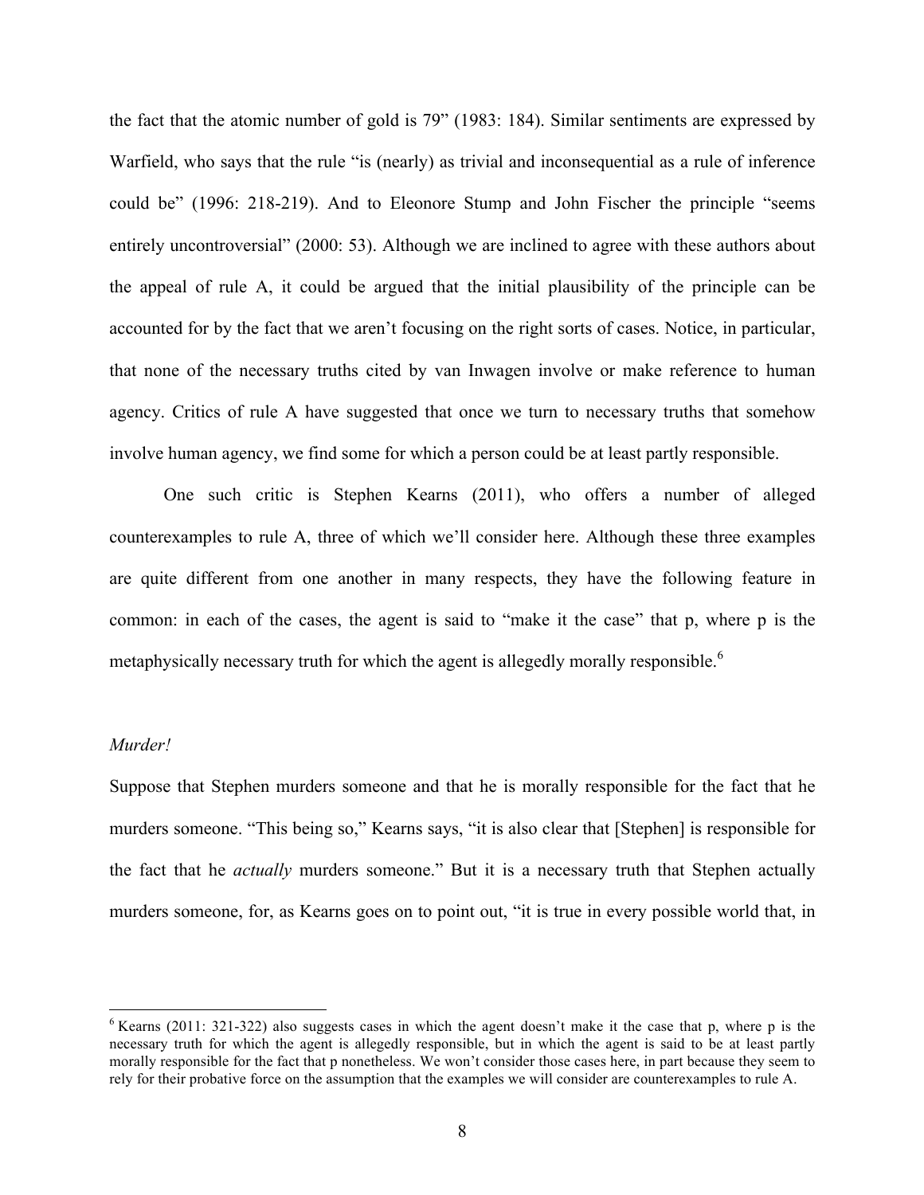the fact that the atomic number of gold is 79" (1983: 184). Similar sentiments are expressed by Warfield, who says that the rule "is (nearly) as trivial and inconsequential as a rule of inference could be" (1996: 218-219). And to Eleonore Stump and John Fischer the principle "seems entirely uncontroversial" (2000: 53). Although we are inclined to agree with these authors about the appeal of rule A, it could be argued that the initial plausibility of the principle can be accounted for by the fact that we aren't focusing on the right sorts of cases. Notice, in particular, that none of the necessary truths cited by van Inwagen involve or make reference to human agency. Critics of rule A have suggested that once we turn to necessary truths that somehow involve human agency, we find some for which a person could be at least partly responsible.

One such critic is Stephen Kearns (2011), who offers a number of alleged counterexamples to rule A, three of which we'll consider here. Although these three examples are quite different from one another in many respects, they have the following feature in common: in each of the cases, the agent is said to "make it the case" that p, where p is the metaphysically necessary truth for which the agent is allegedly morally responsible.[6]

*Murder!*

Suppose that Stephen murders someone and that he is morally responsible for the fact that he murders someone. "This being so," Kearns says, "it is also clear that [Stephen] is responsible for the fact that he *actually* murders someone." But it is a necessary truth that Stephen actually murders someone, for, as Kearns goes on to point out, "it is true in every possible world that, in

[6] Kearns (2011: 321-322) also suggests cases in which the agent doesn't make it the case that p, where p is the necessary truth for which the agent is allegedly responsible, but in which the agent is said to be at least partly morally responsible for the fact that p nonetheless. We won't consider those cases here, in part because they seem to rely for their probative force on the assumption that the examples we will consider are counterexamples to rule A.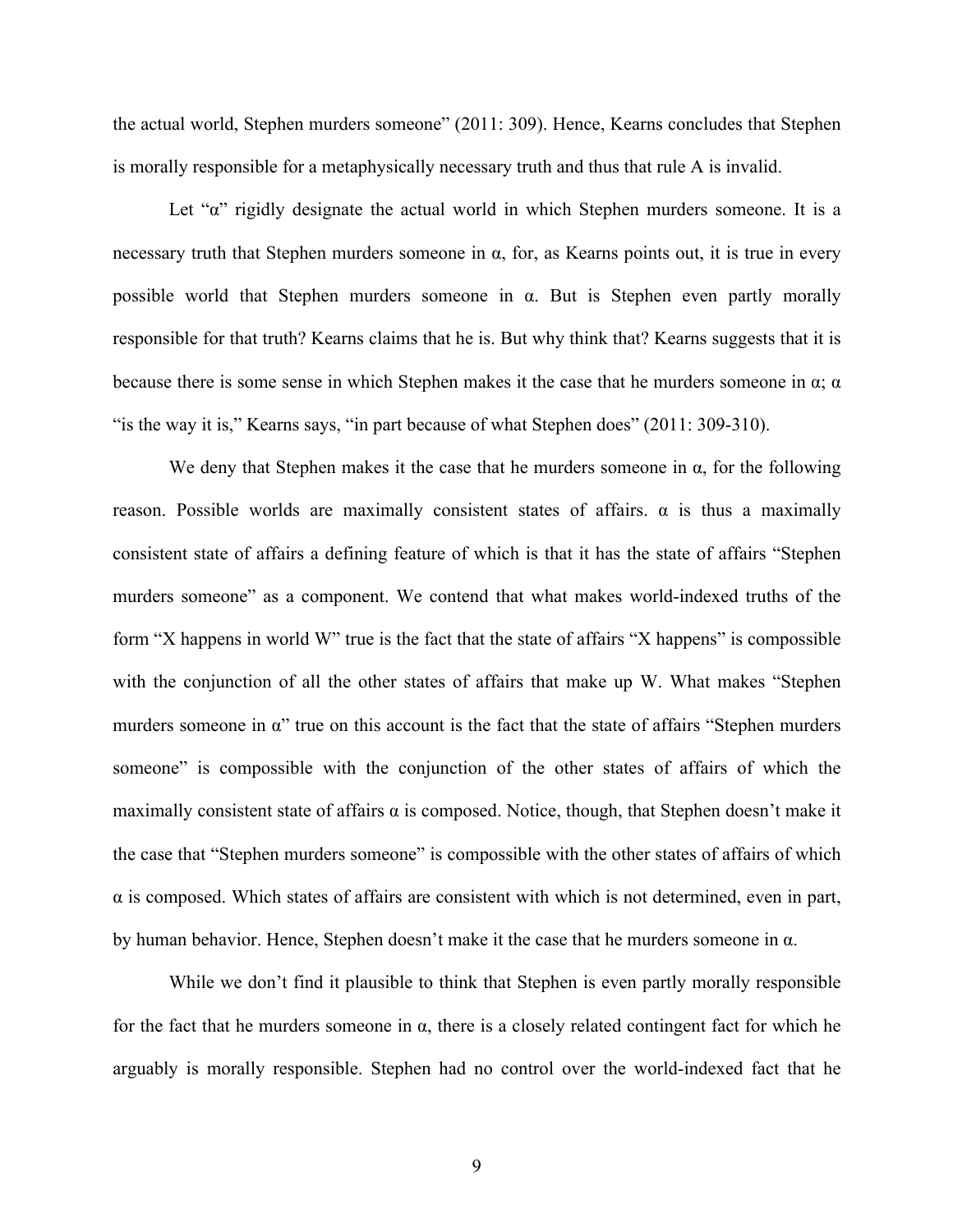the actual world, Stephen murders someone" (2011: 309). Hence, Kearns concludes that Stephen is morally responsible for a metaphysically necessary truth and thus that rule A is invalid.

Let "α" rigidly designate the actual world in which Stephen murders someone. It is a necessary truth that Stephen murders someone in α, for, as Kearns points out, it is true in every possible world that Stephen murders someone in α. But is Stephen even partly morally responsible for that truth? Kearns claims that he is. But why think that? Kearns suggests that it is because there is some sense in which Stephen makes it the case that he murders someone in α; α "is the way it is," Kearns says, "in part because of what Stephen does" (2011: 309-310).

We deny that Stephen makes it the case that he murders someone in α, for the following reason. Possible worlds are maximally consistent states of affairs. α is thus a maximally consistent state of affairs a defining feature of which is that it has the state of affairs "Stephen murders someone" as a component. We contend that what makes world-indexed truths of the form "X happens in world W" true is the fact that the state of affairs "X happens" is compossible with the conjunction of all the other states of affairs that make up W. What makes "Stephen murders someone in α" true on this account is the fact that the state of affairs "Stephen murders someone" is compossible with the conjunction of the other states of affairs of which the maximally consistent state of affairs α is composed. Notice, though, that Stephen doesn't make it the case that "Stephen murders someone" is compossible with the other states of affairs of which α is composed. Which states of affairs are consistent with which is not determined, even in part, by human behavior. Hence, Stephen doesn't make it the case that he murders someone in α.

While we don't find it plausible to think that Stephen is even partly morally responsible for the fact that he murders someone in α, there is a closely related contingent fact for which he arguably is morally responsible. Stephen had no control over the world-indexed fact that he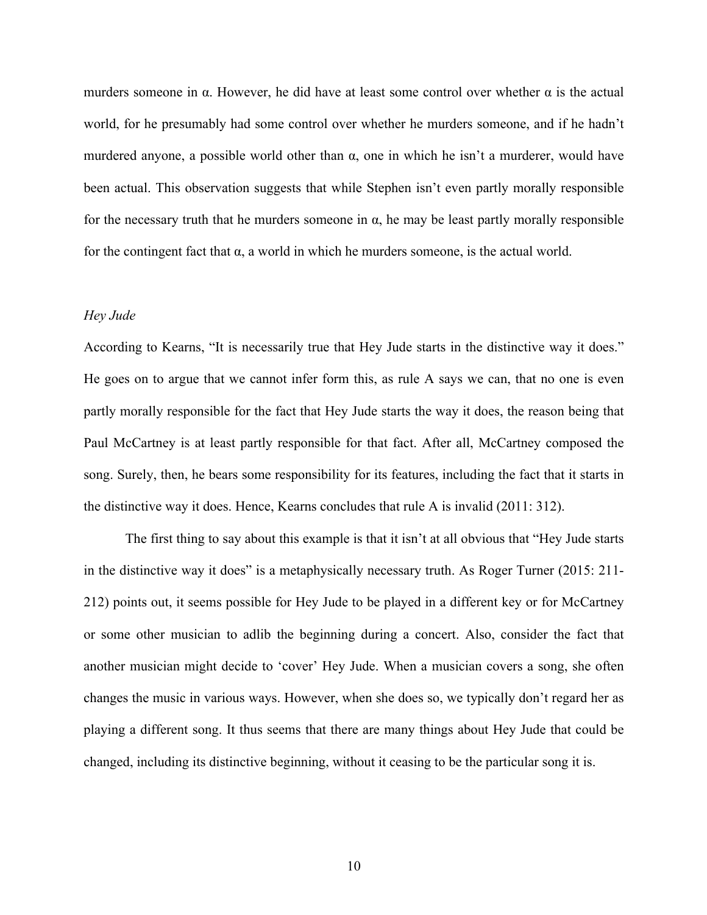murders someone in $\alpha$. However, he did have at least some control over whether $\alpha$ is the actual world, for he presumably had some control over whether he murders someone, and if he hadn't murdered anyone, a possible world other than $\alpha$, one in which he isn't a murderer, would have been actual. This observation suggests that while Stephen isn't even partly morally responsible for the necessary truth that he murders someone in $\alpha$, he may be least partly morally responsible for the contingent fact that $\alpha$, a world in which he murders someone, is the actual world.

*Hey Jude*

According to Kearns, "It is necessarily true that Hey Jude starts in the distinctive way it does." He goes on to argue that we cannot infer form this, as rule A says we can, that no one is even partly morally responsible for the fact that Hey Jude starts the way it does, the reason being that Paul McCartney is at least partly responsible for that fact. After all, McCartney composed the song. Surely, then, he bears some responsibility for its features, including the fact that it starts in the distinctive way it does. Hence, Kearns concludes that rule A is invalid (2011: 312).

The first thing to say about this example is that it isn't at all obvious that "Hey Jude starts in the distinctive way it does" is a metaphysically necessary truth. As Roger Turner (2015: 211-212) points out, it seems possible for Hey Jude to be played in a different key or for McCartney or some other musician to adlib the beginning during a concert. Also, consider the fact that another musician might decide to 'cover' Hey Jude. When a musician covers a song, she often changes the music in various ways. However, when she does so, we typically don't regard her as playing a different song. It thus seems that there are many things about Hey Jude that could be changed, including its distinctive beginning, without it ceasing to be the particular song it is.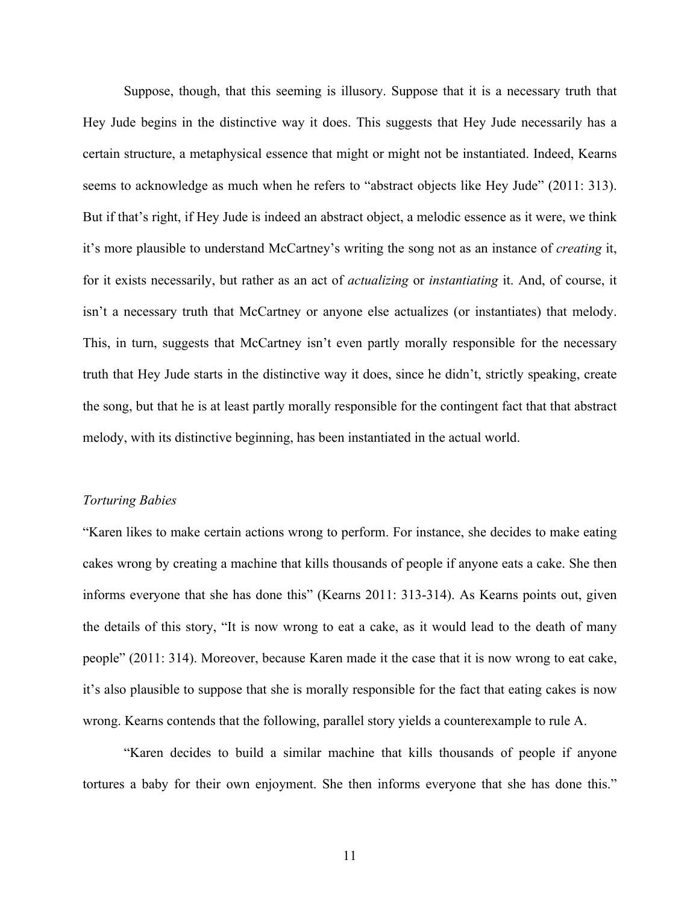Suppose, though, that this seeming is illusory. Suppose that it is a necessary truth that Hey Jude begins in the distinctive way it does. This suggests that Hey Jude necessarily has a certain structure, a metaphysical essence that might or might not be instantiated. Indeed, Kearns seems to acknowledge as much when he refers to "abstract objects like Hey Jude" (2011: 313). But if that's right, if Hey Jude is indeed an abstract object, a melodic essence as it were, we think it's more plausible to understand McCartney's writing the song not as an instance of *creating* it, for it exists necessarily, but rather as an act of *actualizing* or *instantiating* it. And, of course, it isn't a necessary truth that McCartney or anyone else actualizes (or instantiates) that melody. This, in turn, suggests that McCartney isn't even partly morally responsible for the necessary truth that Hey Jude starts in the distinctive way it does, since he didn't, strictly speaking, create the song, but that he is at least partly morally responsible for the contingent fact that that abstract melody, with its distinctive beginning, has been instantiated in the actual world.

*Torturing Babies*

"Karen likes to make certain actions wrong to perform. For instance, she decides to make eating cakes wrong by creating a machine that kills thousands of people if anyone eats a cake. She then informs everyone that she has done this" (Kearns 2011: 313-314). As Kearns points out, given the details of this story, "It is now wrong to eat a cake, as it would lead to the death of many people" (2011: 314). Moreover, because Karen made it the case that it is now wrong to eat cake, it's also plausible to suppose that she is morally responsible for the fact that eating cakes is now wrong. Kearns contends that the following, parallel story yields a counterexample to rule A.

"Karen decides to build a similar machine that kills thousands of people if anyone tortures a baby for their own enjoyment. She then informs everyone that she has done this."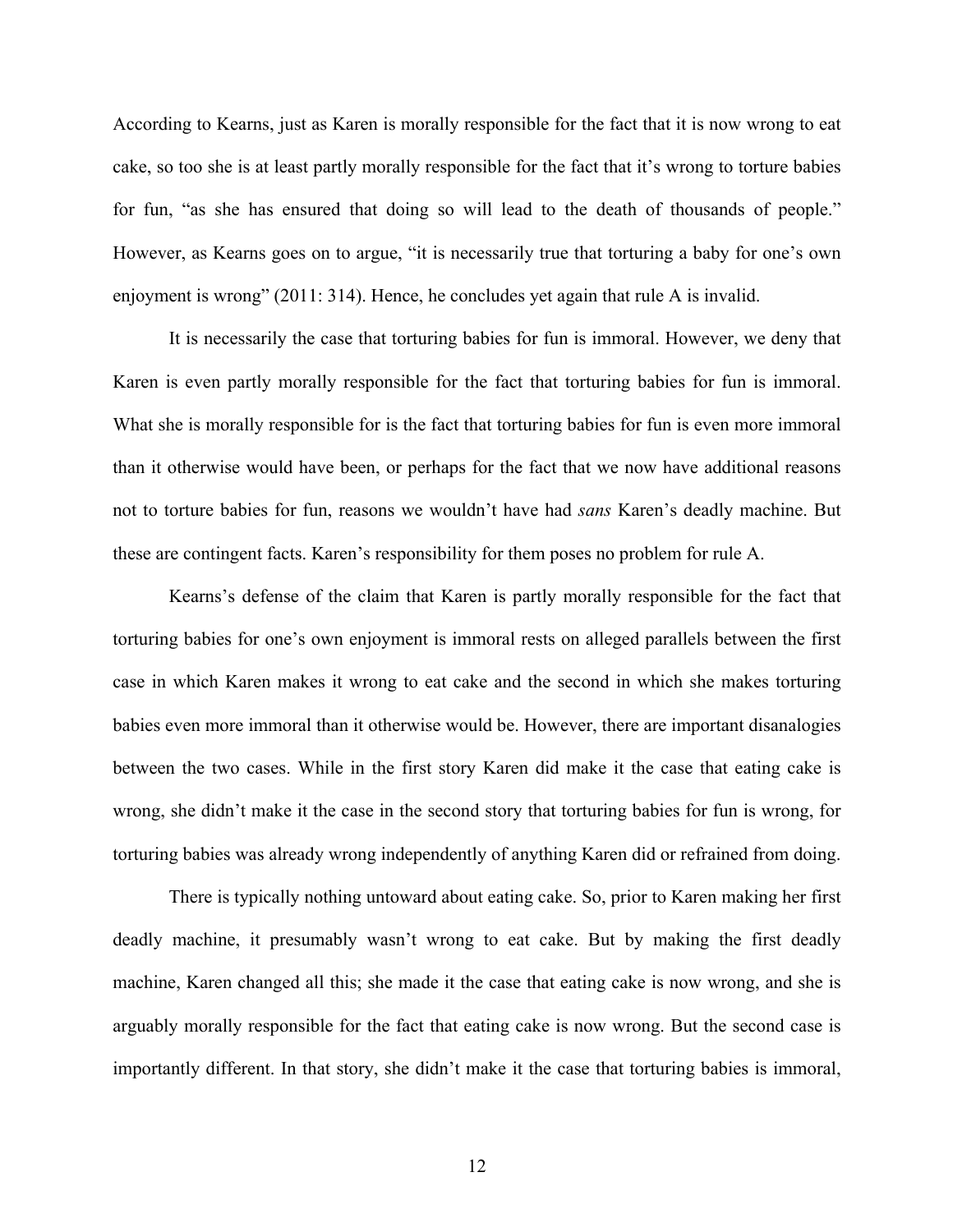According to Kearns, just as Karen is morally responsible for the fact that it is now wrong to eat cake, so too she is at least partly morally responsible for the fact that it's wrong to torture babies for fun, "as she has ensured that doing so will lead to the death of thousands of people." However, as Kearns goes on to argue, "it is necessarily true that torturing a baby for one's own enjoyment is wrong" (2011: 314). Hence, he concludes yet again that rule A is invalid.

It is necessarily the case that torturing babies for fun is immoral. However, we deny that Karen is even partly morally responsible for the fact that torturing babies for fun is immoral. What she is morally responsible for is the fact that torturing babies for fun is even more immoral than it otherwise would have been, or perhaps for the fact that we now have additional reasons not to torture babies for fun, reasons we wouldn't have had *sans* Karen's deadly machine. But these are contingent facts. Karen's responsibility for them poses no problem for rule A.

Kearns's defense of the claim that Karen is partly morally responsible for the fact that torturing babies for one's own enjoyment is immoral rests on alleged parallels between the first case in which Karen makes it wrong to eat cake and the second in which she makes torturing babies even more immoral than it otherwise would be. However, there are important disanalogies between the two cases. While in the first story Karen did make it the case that eating cake is wrong, she didn't make it the case in the second story that torturing babies for fun is wrong, for torturing babies was already wrong independently of anything Karen did or refrained from doing.

There is typically nothing untoward about eating cake. So, prior to Karen making her first deadly machine, it presumably wasn't wrong to eat cake. But by making the first deadly machine, Karen changed all this; she made it the case that eating cake is now wrong, and she is arguably morally responsible for the fact that eating cake is now wrong. But the second case is importantly different. In that story, she didn't make it the case that torturing babies is immoral,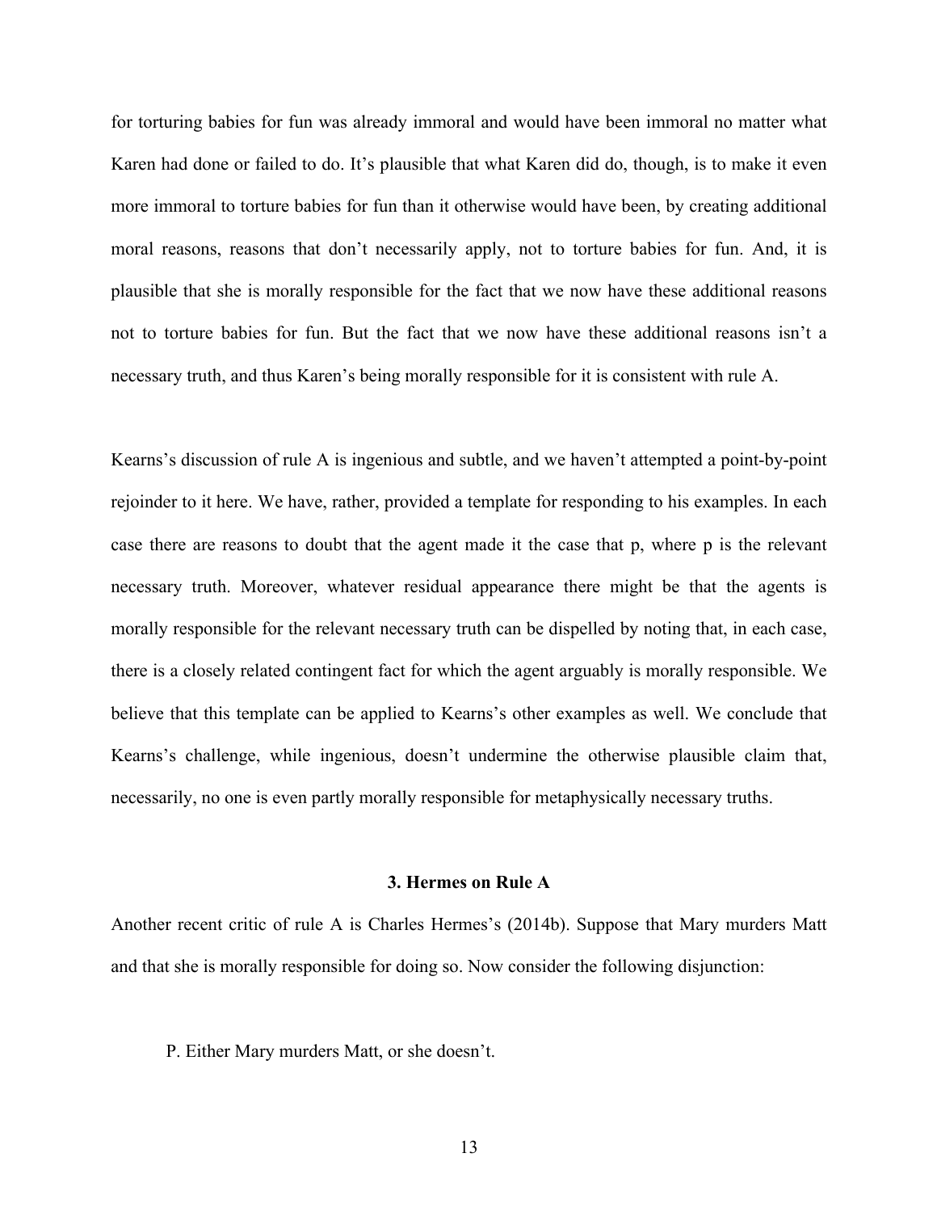for torturing babies for fun was already immoral and would have been immoral no matter what Karen had done or failed to do. It's plausible that what Karen did do, though, is to make it even more immoral to torture babies for fun than it otherwise would have been, by creating additional moral reasons, reasons that don't necessarily apply, not to torture babies for fun. And, it is plausible that she is morally responsible for the fact that we now have these additional reasons not to torture babies for fun. But the fact that we now have these additional reasons isn't a necessary truth, and thus Karen's being morally responsible for it is consistent with rule A.

Kearns's discussion of rule A is ingenious and subtle, and we haven't attempted a point-by-point rejoinder to it here. We have, rather, provided a template for responding to his examples. In each case there are reasons to doubt that the agent made it the case that p, where p is the relevant necessary truth. Moreover, whatever residual appearance there might be that the agents is morally responsible for the relevant necessary truth can be dispelled by noting that, in each case, there is a closely related contingent fact for which the agent arguably is morally responsible. We believe that this template can be applied to Kearns's other examples as well. We conclude that Kearns's challenge, while ingenious, doesn't undermine the otherwise plausible claim that, necessarily, no one is even partly morally responsible for metaphysically necessary truths.

### 3. Hermes on Rule A

Another recent critic of rule A is Charles Hermes's (2014b). Suppose that Mary murders Matt and that she is morally responsible for doing so. Now consider the following disjunction:

P. Either Mary murders Matt, or she doesn't.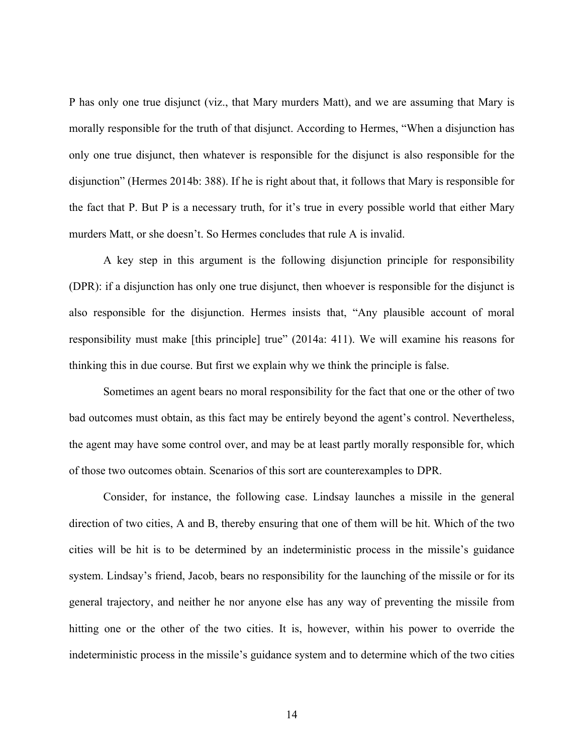P has only one true disjunct (viz., that Mary murders Matt), and we are assuming that Mary is morally responsible for the truth of that disjunct. According to Hermes, "When a disjunction has only one true disjunct, then whatever is responsible for the disjunct is also responsible for the disjunction" (Hermes 2014b: 388). If he is right about that, it follows that Mary is responsible for the fact that P. But P is a necessary truth, for it's true in every possible world that either Mary murders Matt, or she doesn't. So Hermes concludes that rule A is invalid.

A key step in this argument is the following disjunction principle for responsibility (DPR): if a disjunction has only one true disjunct, then whoever is responsible for the disjunct is also responsible for the disjunction. Hermes insists that, "Any plausible account of moral responsibility must make [this principle] true" (2014a: 411). We will examine his reasons for thinking this in due course. But first we explain why we think the principle is false.

Sometimes an agent bears no moral responsibility for the fact that one or the other of two bad outcomes must obtain, as this fact may be entirely beyond the agent's control. Nevertheless, the agent may have some control over, and may be at least partly morally responsible for, which of those two outcomes obtain. Scenarios of this sort are counterexamples to DPR.

Consider, for instance, the following case. Lindsay launches a missile in the general direction of two cities, A and B, thereby ensuring that one of them will be hit. Which of the two cities will be hit is to be determined by an indeterministic process in the missile's guidance system. Lindsay's friend, Jacob, bears no responsibility for the launching of the missile or for its general trajectory, and neither he nor anyone else has any way of preventing the missile from hitting one or the other of the two cities. It is, however, within his power to override the indeterministic process in the missile's guidance system and to determine which of the two cities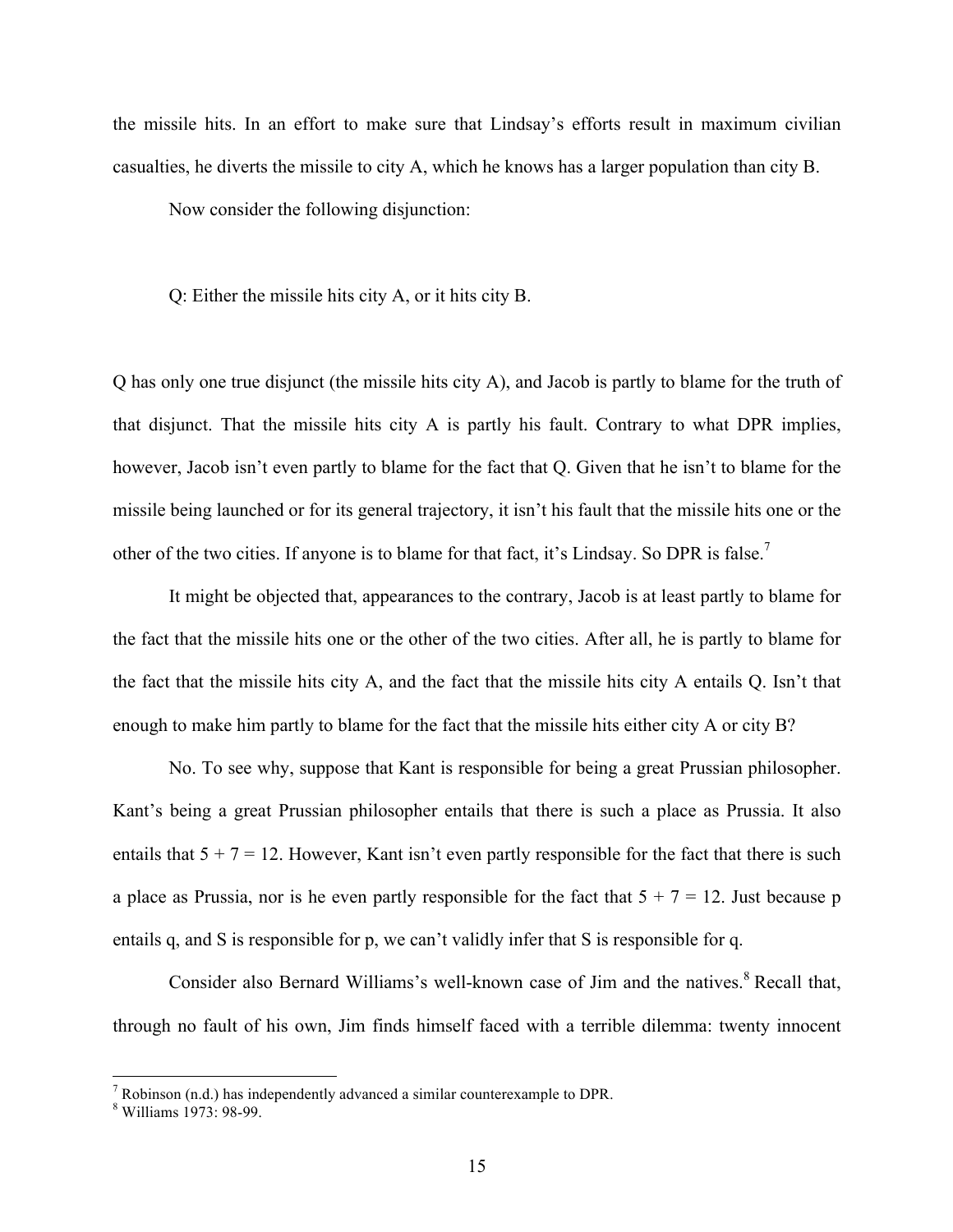the missile hits. In an effort to make sure that Lindsay's efforts result in maximum civilian casualties, he diverts the missile to city A, which he knows has a larger population than city B.

Now consider the following disjunction:

Q: Either the missile hits city A, or it hits city B.

Q has only one true disjunct (the missile hits city A), and Jacob is partly to blame for the truth of that disjunct. That the missile hits city A is partly his fault. Contrary to what DPR implies, however, Jacob isn't even partly to blame for the fact that Q. Given that he isn't to blame for the missile being launched or for its general trajectory, it isn't his fault that the missile hits one or the other of the two cities. If anyone is to blame for that fact, it's Lindsay. So DPR is false.[7]

It might be objected that, appearances to the contrary, Jacob is at least partly to blame for the fact that the missile hits one or the other of the two cities. After all, he is partly to blame for the fact that the missile hits city A, and the fact that the missile hits city A entails Q. Isn't that enough to make him partly to blame for the fact that the missile hits either city A or city B?

No. To see why, suppose that Kant is responsible for being a great Prussian philosopher. Kant's being a great Prussian philosopher entails that there is such a place as Prussia. It also entails that $5 + 7 = 12$. However, Kant isn't even partly responsible for the fact that there is such a place as Prussia, nor is he even partly responsible for the fact that $5 + 7 = 12$. Just because p entails q, and S is responsible for p, we can't validly infer that S is responsible for q.

Consider also Bernard Williams's well-known case of Jim and the natives.[8] Recall that, through no fault of his own, Jim finds himself faced with a terrible dilemma: twenty innocent

---

[7] Robinson (n.d.) has independently advanced a similar counterexample to DPR.

[8] Williams 1973: 98-99.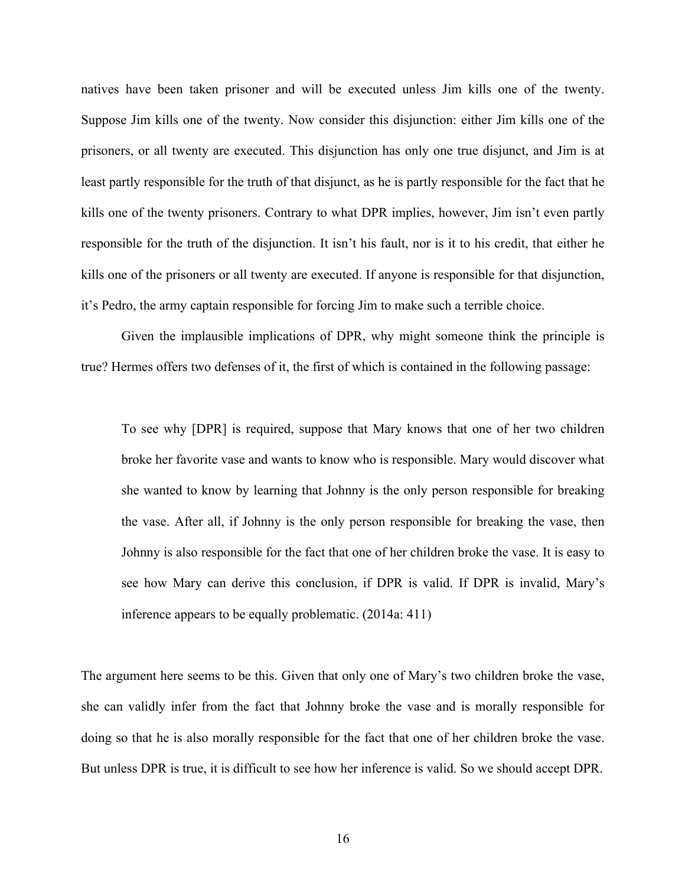natives have been taken prisoner and will be executed unless Jim kills one of the twenty. Suppose Jim kills one of the twenty. Now consider this disjunction: either Jim kills one of the prisoners, or all twenty are executed. This disjunction has only one true disjunct, and Jim is at least partly responsible for the truth of that disjunct, as he is partly responsible for the fact that he kills one of the twenty prisoners. Contrary to what DPR implies, however, Jim isn't even partly responsible for the truth of the disjunction. It isn't his fault, nor is it to his credit, that either he kills one of the prisoners or all twenty are executed. If anyone is responsible for that disjunction, it's Pedro, the army captain responsible for forcing Jim to make such a terrible choice.

Given the implausible implications of DPR, why might someone think the principle is true? Hermes offers two defenses of it, the first of which is contained in the following passage:

> To see why [DPR] is required, suppose that Mary knows that one of her two children broke her favorite vase and wants to know who is responsible. Mary would discover what she wanted to know by learning that Johnny is the only person responsible for breaking the vase. After all, if Johnny is the only person responsible for breaking the vase, then Johnny is also responsible for the fact that one of her children broke the vase. It is easy to see how Mary can derive this conclusion, if DPR is valid. If DPR is invalid, Mary's inference appears to be equally problematic. (2014a: 411)

The argument here seems to be this. Given that only one of Mary's two children broke the vase, she can validly infer from the fact that Johnny broke the vase and is morally responsible for doing so that he is also morally responsible for the fact that one of her children broke the vase. But unless DPR is true, it is difficult to see how her inference is valid. So we should accept DPR.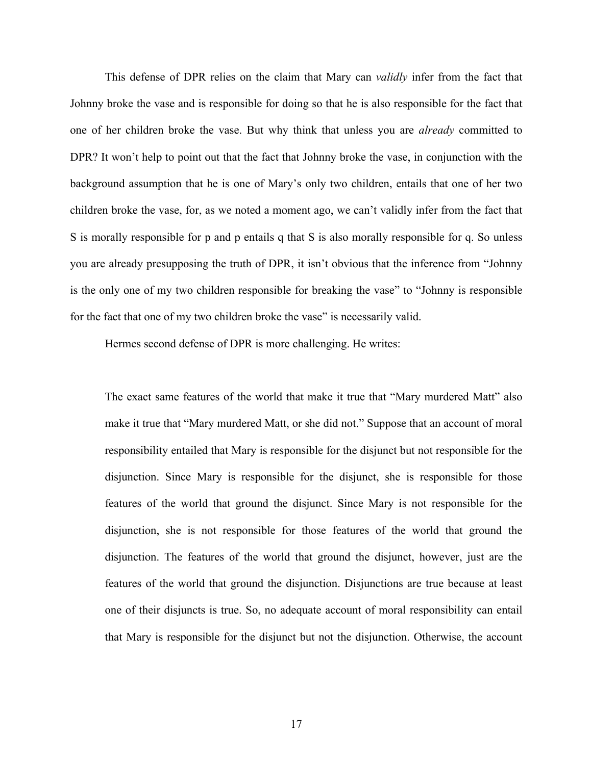This defense of DPR relies on the claim that Mary can *validly* infer from the fact that Johnny broke the vase and is responsible for doing so that he is also responsible for the fact that one of her children broke the vase. But why think that unless you are *already* committed to DPR? It won't help to point out that the fact that Johnny broke the vase, in conjunction with the background assumption that he is one of Mary's only two children, entails that one of her two children broke the vase, for, as we noted a moment ago, we can't validly infer from the fact that S is morally responsible for p and p entails q that S is also morally responsible for q. So unless you are already presupposing the truth of DPR, it isn't obvious that the inference from "Johnny is the only one of my two children responsible for breaking the vase" to "Johnny is responsible for the fact that one of my two children broke the vase" is necessarily valid.

Hermes second defense of DPR is more challenging. He writes:

> The exact same features of the world that make it true that "Mary murdered Matt" also make it true that "Mary murdered Matt, or she did not." Suppose that an account of moral responsibility entailed that Mary is responsible for the disjunct but not responsible for the disjunction. Since Mary is responsible for the disjunct, she is responsible for those features of the world that ground the disjunct. Since Mary is not responsible for the disjunction, she is not responsible for those features of the world that ground the disjunction. The features of the world that ground the disjunct, however, just are the features of the world that ground the disjunction. Disjunctions are true because at least one of their disjuncts is true. So, no adequate account of moral responsibility can entail that Mary is responsible for the disjunct but not the disjunction. Otherwise, the account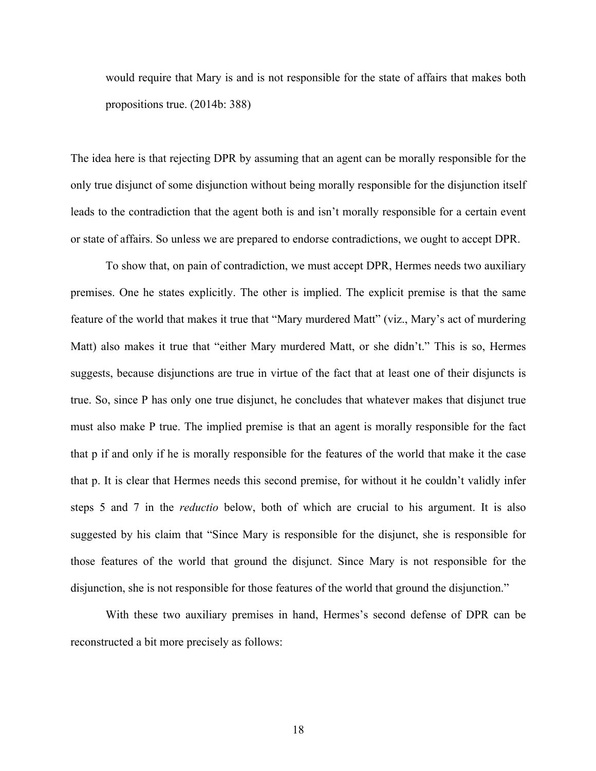> would require that Mary is and is not responsible for the state of affairs that makes both propositions true. (2014b: 388)

The idea here is that rejecting DPR by assuming that an agent can be morally responsible for the only true disjunct of some disjunction without being morally responsible for the disjunction itself leads to the contradiction that the agent both is and isn't morally responsible for a certain event or state of affairs. So unless we are prepared to endorse contradictions, we ought to accept DPR.

To show that, on pain of contradiction, we must accept DPR, Hermes needs two auxiliary premises. One he states explicitly. The other is implied. The explicit premise is that the same feature of the world that makes it true that "Mary murdered Matt" (viz., Mary's act of murdering Matt) also makes it true that "either Mary murdered Matt, or she didn't." This is so, Hermes suggests, because disjunctions are true in virtue of the fact that at least one of their disjuncts is true. So, since P has only one true disjunct, he concludes that whatever makes that disjunct true must also make P true. The implied premise is that an agent is morally responsible for the fact that p if and only if he is morally responsible for the features of the world that make it the case that p. It is clear that Hermes needs this second premise, for without it he couldn't validly infer steps 5 and 7 in the *reductio* below, both of which are crucial to his argument. It is also suggested by his claim that "Since Mary is responsible for the disjunct, she is responsible for those features of the world that ground the disjunct. Since Mary is not responsible for the disjunction, she is not responsible for those features of the world that ground the disjunction."

With these two auxiliary premises in hand, Hermes's second defense of DPR can be reconstructed a bit more precisely as follows: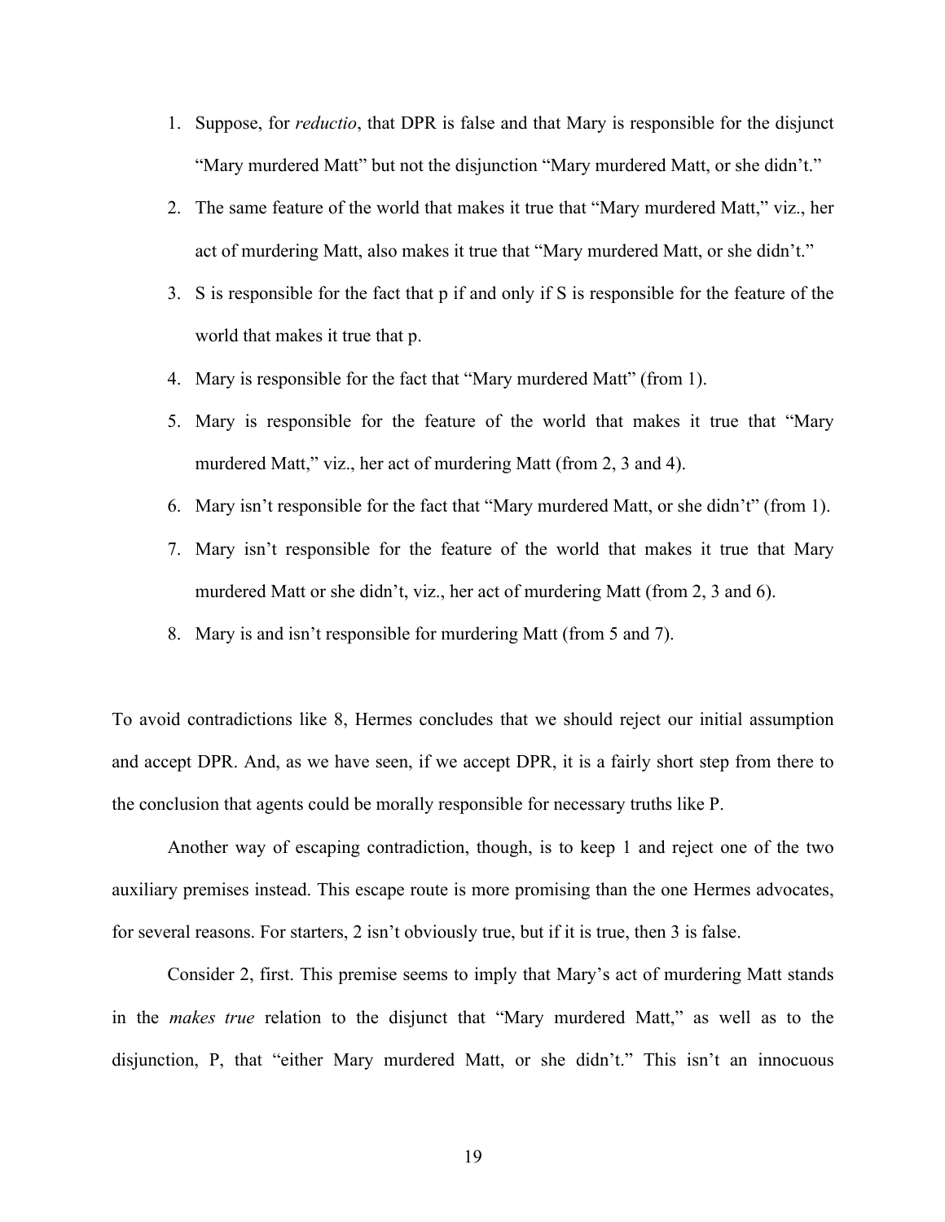1. Suppose, for *reductio*, that DPR is false and that Mary is responsible for the disjunct "Mary murdered Matt" but not the disjunction "Mary murdered Matt, or she didn't."
2. The same feature of the world that makes it true that "Mary murdered Matt," viz., her act of murdering Matt, also makes it true that "Mary murdered Matt, or she didn't."
3. S is responsible for the fact that p if and only if S is responsible for the feature of the world that makes it true that p.
4. Mary is responsible for the fact that "Mary murdered Matt" (from 1).
5. Mary is responsible for the feature of the world that makes it true that "Mary murdered Matt," viz., her act of murdering Matt (from 2, 3 and 4).
6. Mary isn't responsible for the fact that "Mary murdered Matt, or she didn't" (from 1).
7. Mary isn't responsible for the feature of the world that makes it true that Mary murdered Matt or she didn't, viz., her act of murdering Matt (from 2, 3 and 6).
8. Mary is and isn't responsible for murdering Matt (from 5 and 7).

To avoid contradictions like 8, Hermes concludes that we should reject our initial assumption and accept DPR. And, as we have seen, if we accept DPR, it is a fairly short step from there to the conclusion that agents could be morally responsible for necessary truths like P.

Another way of escaping contradiction, though, is to keep 1 and reject one of the two auxiliary premises instead. This escape route is more promising than the one Hermes advocates, for several reasons. For starters, 2 isn't obviously true, but if it is true, then 3 is false.

Consider 2, first. This premise seems to imply that Mary's act of murdering Matt stands in the *makes true* relation to the disjunct that "Mary murdered Matt," as well as to the disjunction, P, that "either Mary murdered Matt, or she didn't." This isn't an innocuous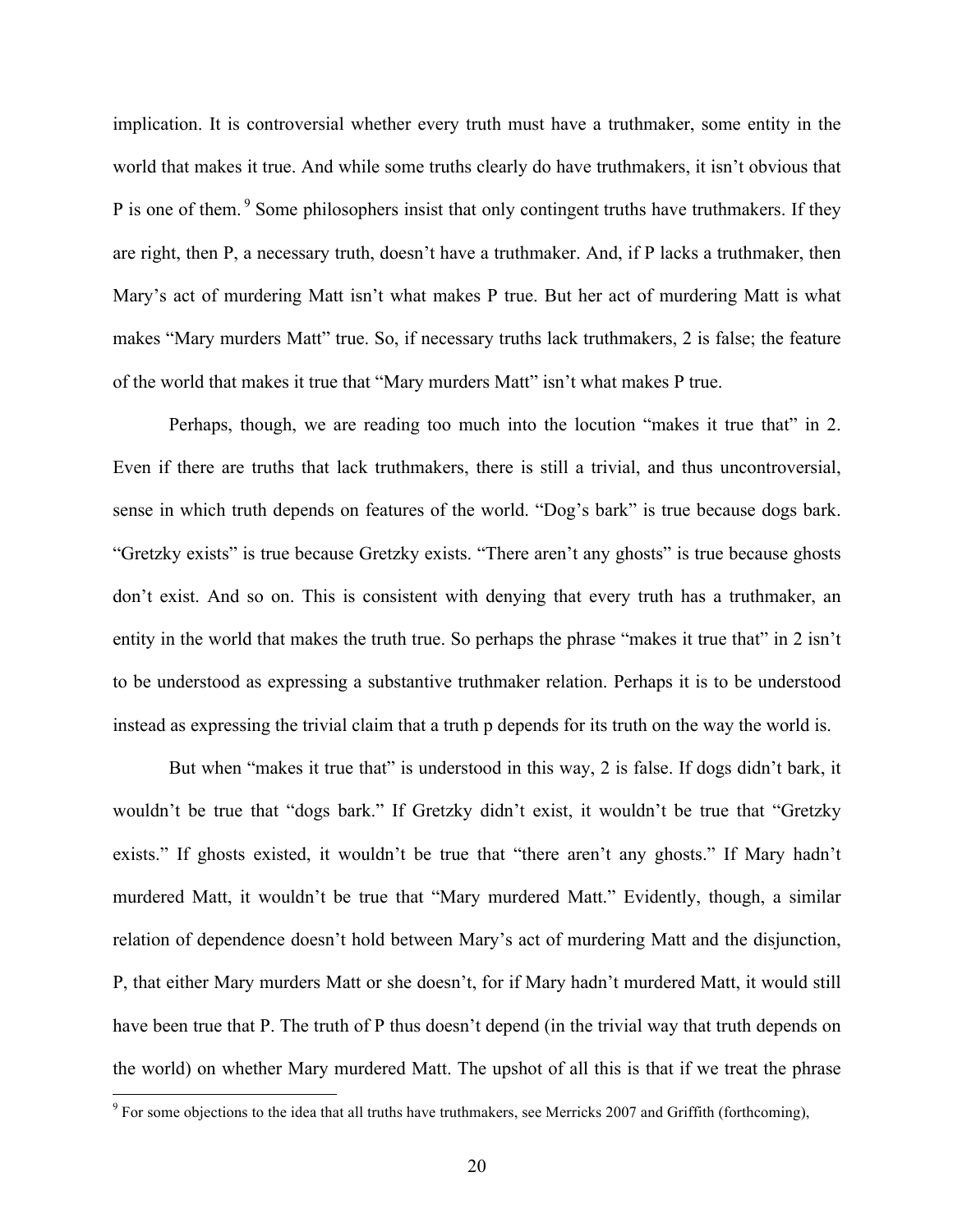implication. It is controversial whether every truth must have a truthmaker, some entity in the world that makes it true. And while some truths clearly do have truthmakers, it isn't obvious that P is one of them.[9] Some philosophers insist that only contingent truths have truthmakers. If they are right, then P, a necessary truth, doesn't have a truthmaker. And, if P lacks a truthmaker, then Mary's act of murdering Matt isn't what makes P true. But her act of murdering Matt is what makes "Mary murders Matt" true. So, if necessary truths lack truthmakers, 2 is false; the feature of the world that makes it true that "Mary murders Matt" isn't what makes P true.

Perhaps, though, we are reading too much into the locution "makes it true that" in 2. Even if there are truths that lack truthmakers, there is still a trivial, and thus uncontroversial, sense in which truth depends on features of the world. "Dog's bark" is true because dogs bark. "Gretzky exists" is true because Gretzky exists. "There aren't any ghosts" is true because ghosts don't exist. And so on. This is consistent with denying that every truth has a truthmaker, an entity in the world that makes the truth true. So perhaps the phrase "makes it true that" in 2 isn't to be understood as expressing a substantive truthmaker relation. Perhaps it is to be understood instead as expressing the trivial claim that a truth p depends for its truth on the way the world is.

But when "makes it true that" is understood in this way, 2 is false. If dogs didn't bark, it wouldn't be true that "dogs bark." If Gretzky didn't exist, it wouldn't be true that "Gretzky exists." If ghosts existed, it wouldn't be true that "there aren't any ghosts." If Mary hadn't murdered Matt, it wouldn't be true that "Mary murdered Matt." Evidently, though, a similar relation of dependence doesn't hold between Mary's act of murdering Matt and the disjunction, P, that either Mary murders Matt or she doesn't, for if Mary hadn't murdered Matt, it would still have been true that P. The truth of P thus doesn't depend (in the trivial way that truth depends on the world) on whether Mary murdered Matt. The upshot of all this is that if we treat the phrase

[9] For some objections to the idea that all truths have truthmakers, see Merricks 2007 and Griffith (forthcoming),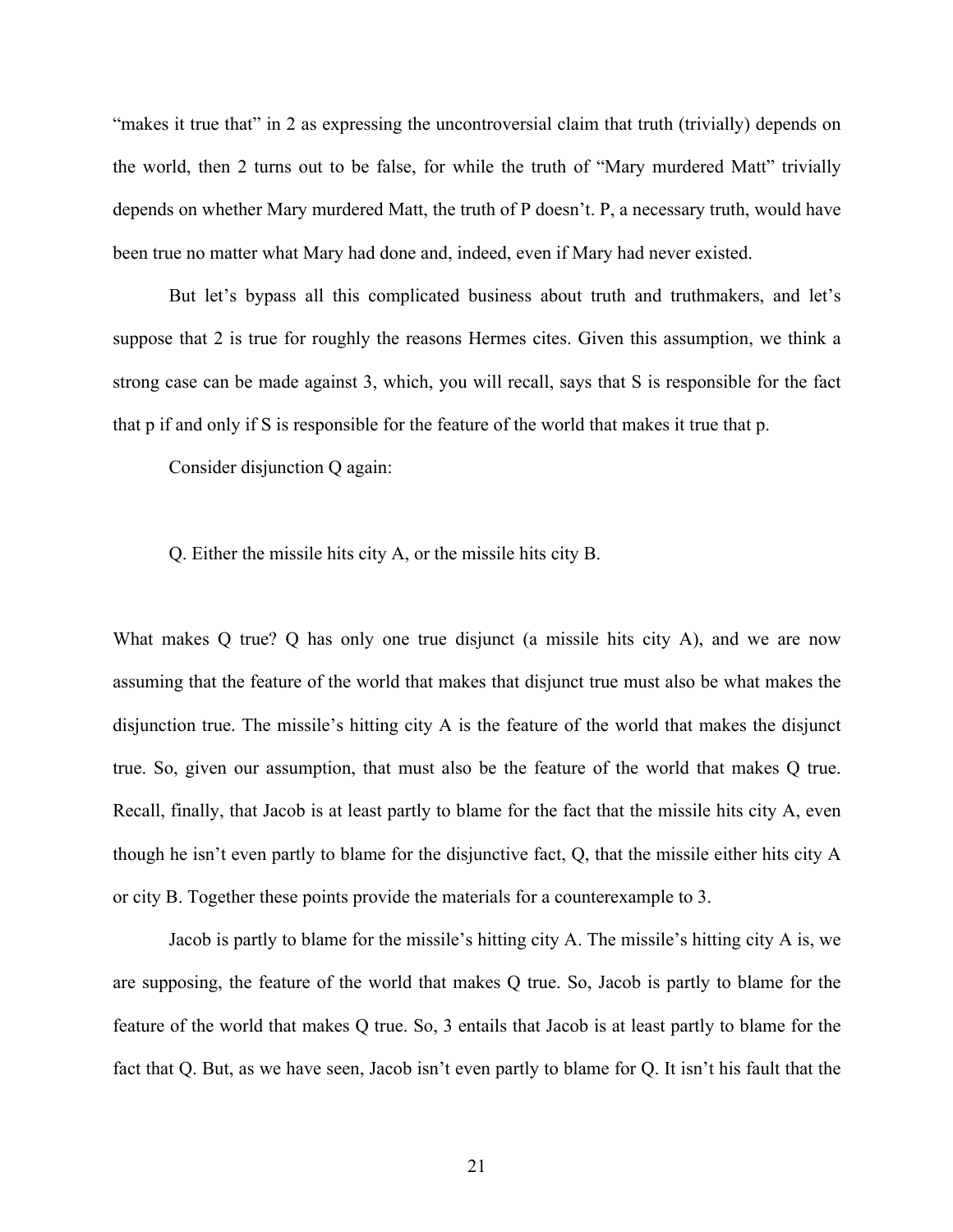"makes it true that" in 2 as expressing the uncontroversial claim that truth (trivially) depends on the world, then 2 turns out to be false, for while the truth of "Mary murdered Matt" trivially depends on whether Mary murdered Matt, the truth of P doesn't. P, a necessary truth, would have been true no matter what Mary had done and, indeed, even if Mary had never existed.

But let's bypass all this complicated business about truth and truthmakers, and let's suppose that 2 is true for roughly the reasons Hermes cites. Given this assumption, we think a strong case can be made against 3, which, you will recall, says that S is responsible for the fact that p if and only if S is responsible for the feature of the world that makes it true that p.

Consider disjunction Q again:

Q. Either the missile hits city A, or the missile hits city B.

What makes Q true? Q has only one true disjunct (a missile hits city A), and we are now assuming that the feature of the world that makes that disjunct true must also be what makes the disjunction true. The missile's hitting city A is the feature of the world that makes the disjunct true. So, given our assumption, that must also be the feature of the world that makes Q true. Recall, finally, that Jacob is at least partly to blame for the fact that the missile hits city A, even though he isn't even partly to blame for the disjunctive fact, Q, that the missile either hits city A or city B. Together these points provide the materials for a counterexample to 3.

Jacob is partly to blame for the missile's hitting city A. The missile's hitting city A is, we are supposing, the feature of the world that makes Q true. So, Jacob is partly to blame for the feature of the world that makes Q true. So, 3 entails that Jacob is at least partly to blame for the fact that Q. But, as we have seen, Jacob isn't even partly to blame for Q. It isn't his fault that the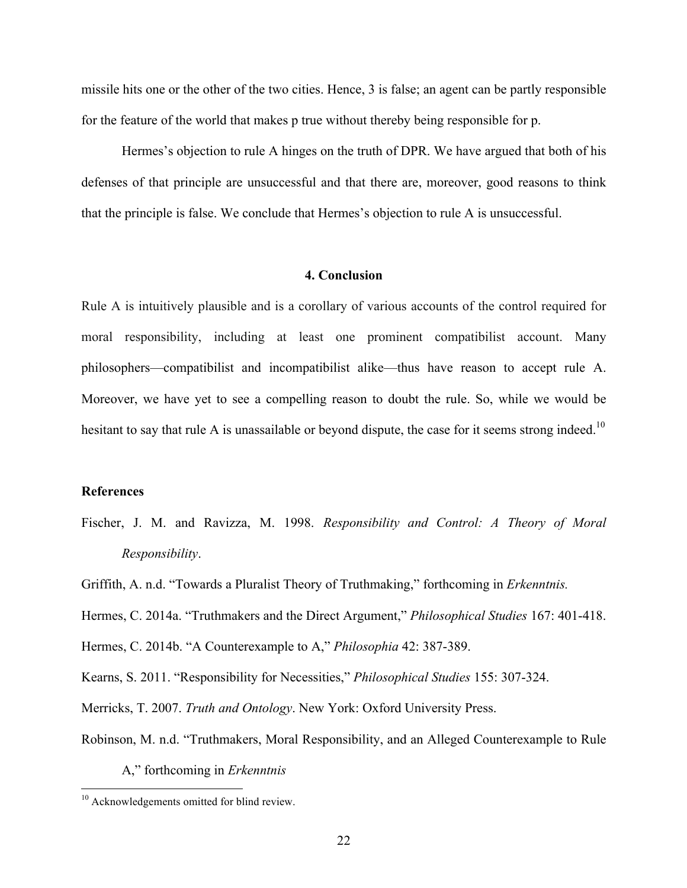missile hits one or the other of the two cities. Hence, 3 is false; an agent can be partly responsible for the feature of the world that makes p true without thereby being responsible for p.

Hermes's objection to rule A hinges on the truth of DPR. We have argued that both of his defenses of that principle are unsuccessful and that there are, moreover, good reasons to think that the principle is false. We conclude that Hermes's objection to rule A is unsuccessful.

## 4. Conclusion

Rule A is intuitively plausible and is a corollary of various accounts of the control required for moral responsibility, including at least one prominent compatibilist account. Many philosophers—compatibilist and incompatibilist alike—thus have reason to accept rule A. Moreover, we have yet to see a compelling reason to doubt the rule. So, while we would be hesitant to say that rule A is unassailable or beyond dispute, the case for it seems strong indeed.[10]

### References

Fischer, J. M. and Ravizza, M. 1998. *Responsibility and Control: A Theory of Moral Responsibility*.

Griffith, A. n.d. "Towards a Pluralist Theory of Truthmaking," forthcoming in *Erkenntnis.*

Hermes, C. 2014a. "Truthmakers and the Direct Argument," *Philosophical Studies* 167: 401-418.

Hermes, C. 2014b. "A Counterexample to A," *Philosophia* 42: 387-389.

Kearns, S. 2011. "Responsibility for Necessities," *Philosophical Studies* 155: 307-324.

Merricks, T. 2007. *Truth and Ontology*. New York: Oxford University Press.

Robinson, M. n.d. "Truthmakers, Moral Responsibility, and an Alleged Counterexample to Rule A," forthcoming in *Erkenntnis*

---

[10] Acknowledgements omitted for blind review.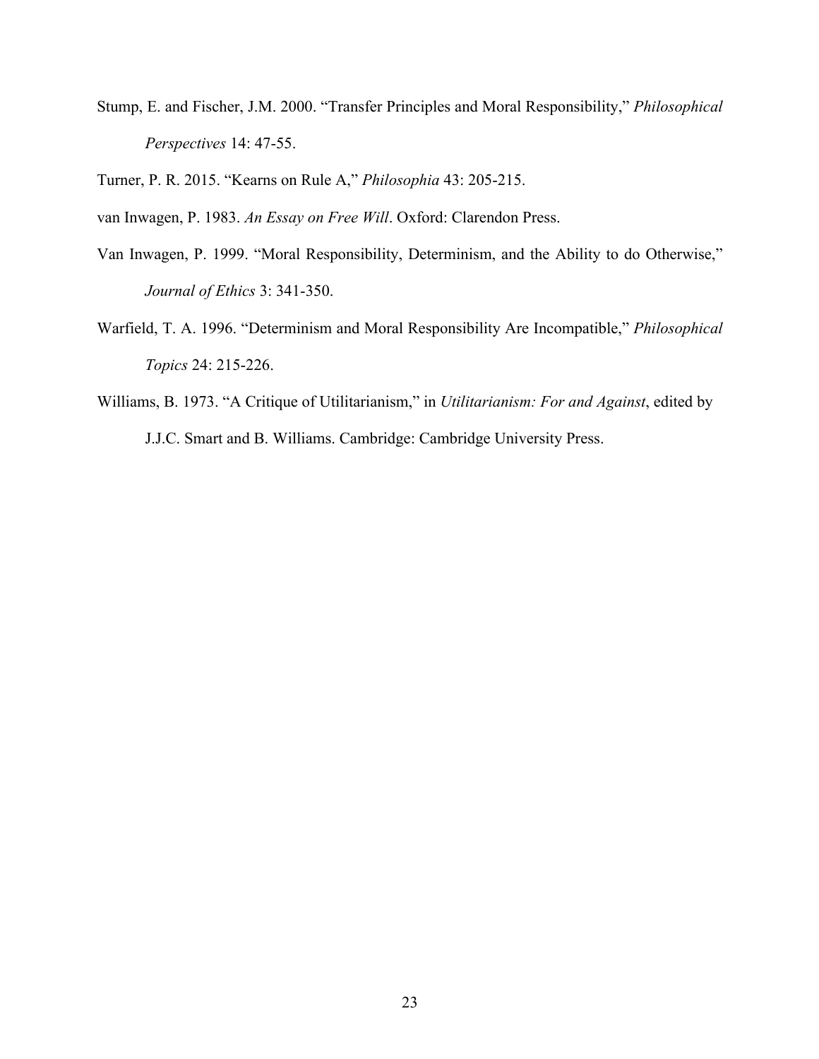Stump, E. and Fischer, J.M. 2000. "Transfer Principles and Moral Responsibility," *Philosophical Perspectives* 14: 47-55.

Turner, P. R. 2015. "Kearns on Rule A," *Philosophia* 43: 205-215.

van Inwagen, P. 1983. *An Essay on Free Will*. Oxford: Clarendon Press.

Van Inwagen, P. 1999. "Moral Responsibility, Determinism, and the Ability to do Otherwise," *Journal of Ethics* 3: 341-350.

Warfield, T. A. 1996. "Determinism and Moral Responsibility Are Incompatible," *Philosophical Topics* 24: 215-226.

Williams, B. 1973. "A Critique of Utilitarianism," in *Utilitarianism: For and Against*, edited by J.J.C. Smart and B. Williams. Cambridge: Cambridge University Press.